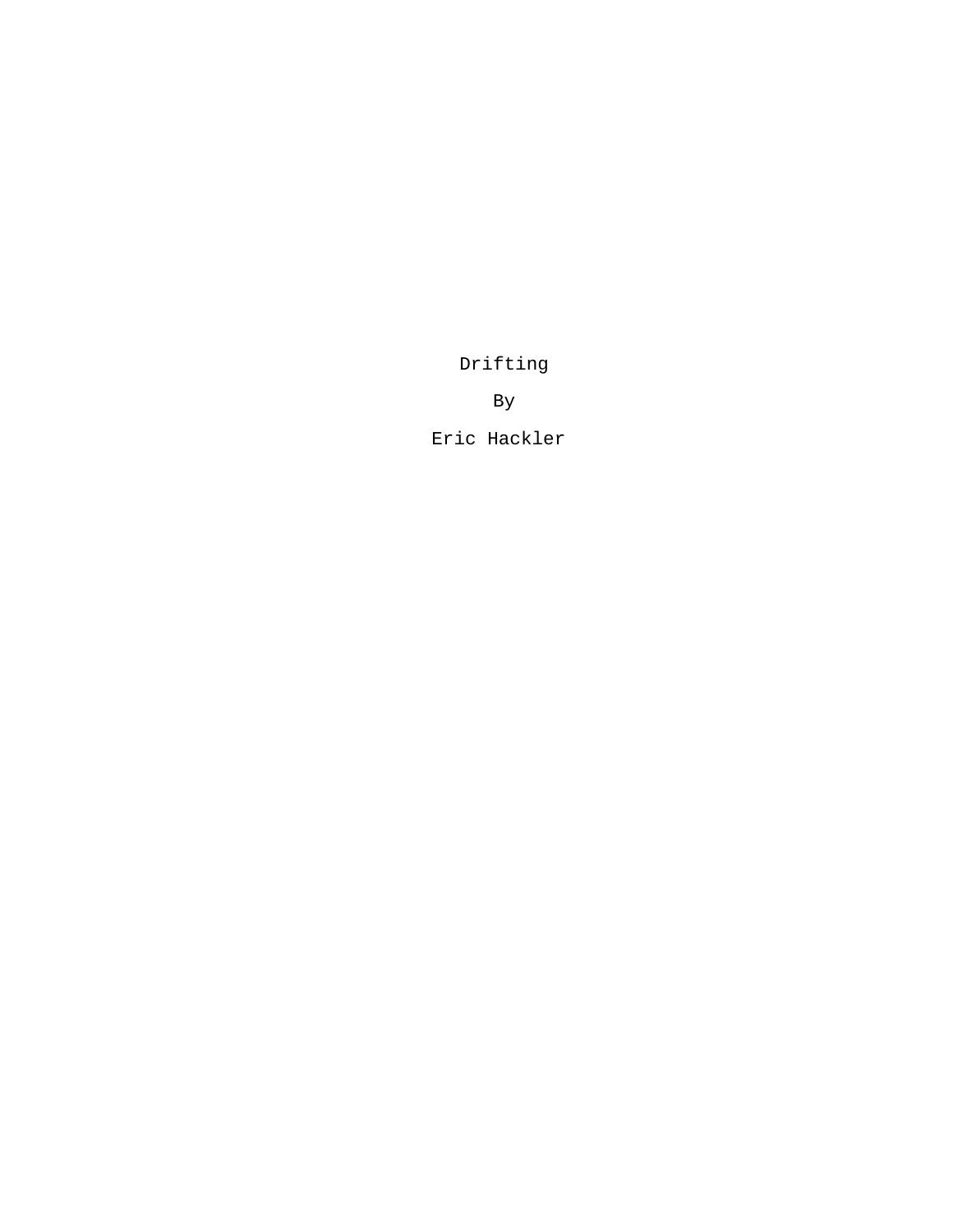# Drifting

By

Eric Hackler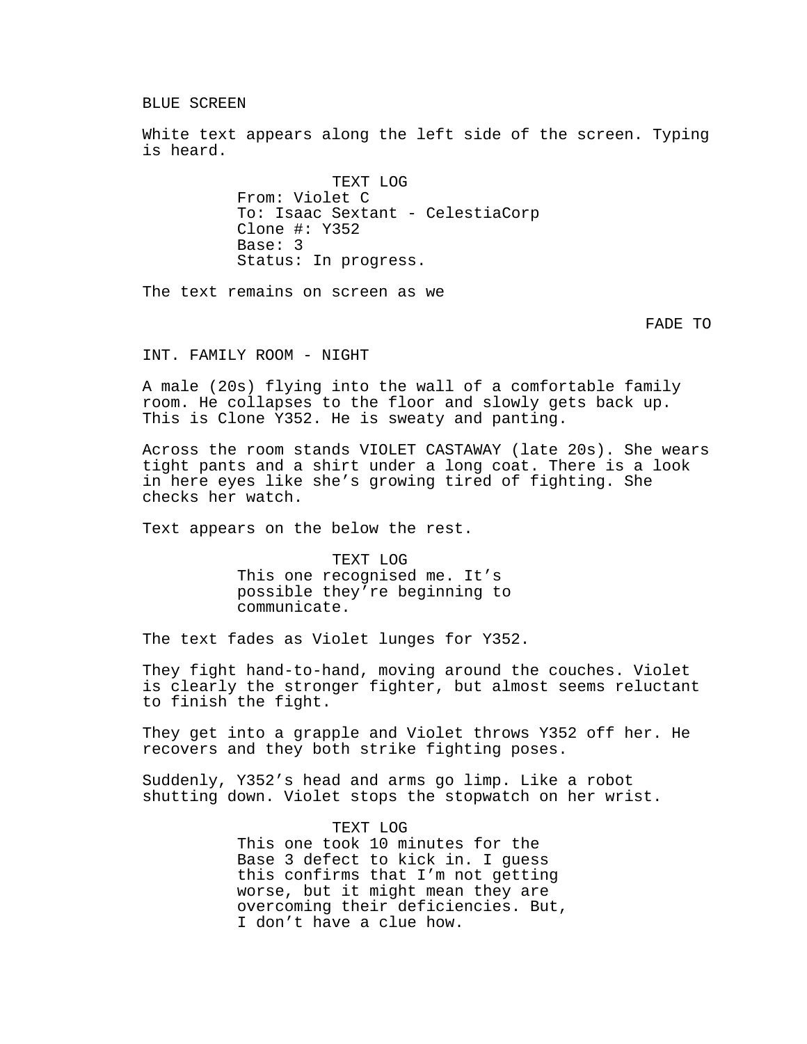BLUE SCREEN

White text appears along the left side of the screen. Typing is heard.

TEXT LOG
From: Violet C
To: Isaac Sextant - CelestiaCorp
Clone #: Y352
Base: 3
Status: In progress.

The text remains on screen as we

FADE TO

INT. FAMILY ROOM - NIGHT

A male (20s) flying into the wall of a comfortable family room. He collapses to the floor and slowly gets back up. This is Clone Y352. He is sweaty and panting.

Across the room stands VIOLET CASTAWAY (late 20s). She wears tight pants and a shirt under a long coat. There is a look in here eyes like she's growing tired of fighting. She checks her watch.

Text appears on the below the rest.

TEXT LOG
This one recognised me. It's possible they're beginning to communicate.

The text fades as Violet lunges for Y352.

They fight hand-to-hand, moving around the couches. Violet is clearly the stronger fighter, but almost seems reluctant to finish the fight.

They get into a grapple and Violet throws Y352 off her. He recovers and they both strike fighting poses.

Suddenly, Y352's head and arms go limp. Like a robot shutting down. Violet stops the stopwatch on her wrist.

TEXT LOG
This one took 10 minutes for the Base 3 defect to kick in. I guess this confirms that I'm not getting worse, but it might mean they are overcoming their deficiencies. But, I don't have a clue how.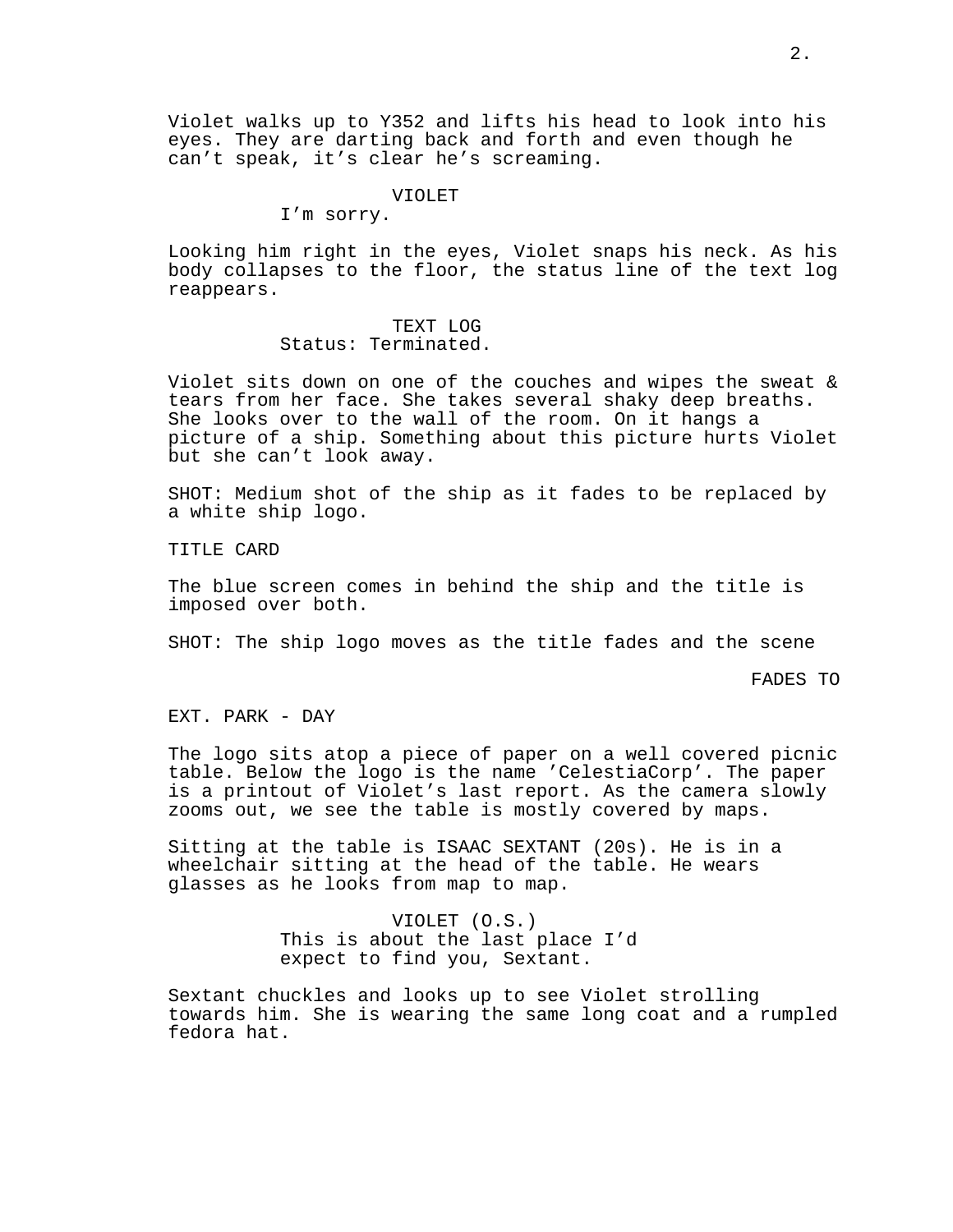Violet walks up to Y352 and lifts his head to look into his eyes. They are darting back and forth and even though he can't speak, it's clear he's screaming.

VIOLET
I'm sorry.

Looking him right in the eyes, Violet snaps his neck. As his body collapses to the floor, the status line of the text log reappears.

TEXT LOG
Status: Terminated.

Violet sits down on one of the couches and wipes the sweat & tears from her face. She takes several shaky deep breaths. She looks over to the wall of the room. On it hangs a picture of a ship. Something about this picture hurts Violet but she can't look away.

SHOT: Medium shot of the ship as it fades to be replaced by a white ship logo.

TITLE CARD

The blue screen comes in behind the ship and the title is imposed over both.

SHOT: The ship logo moves as the title fades and the scene

FADES TO

EXT. PARK - DAY

The logo sits atop a piece of paper on a well covered picnic table. Below the logo is the name 'CelestiaCorp'. The paper is a printout of Violet's last report. As the camera slowly zooms out, we see the table is mostly covered by maps.

Sitting at the table is ISAAC SEXTANT (20s). He is in a wheelchair sitting at the head of the table. He wears glasses as he looks from map to map.

VIOLET (O.S.)
This is about the last place I'd expect to find you, Sextant.

Sextant chuckles and looks up to see Violet strolling towards him. She is wearing the same long coat and a rumpled fedora hat.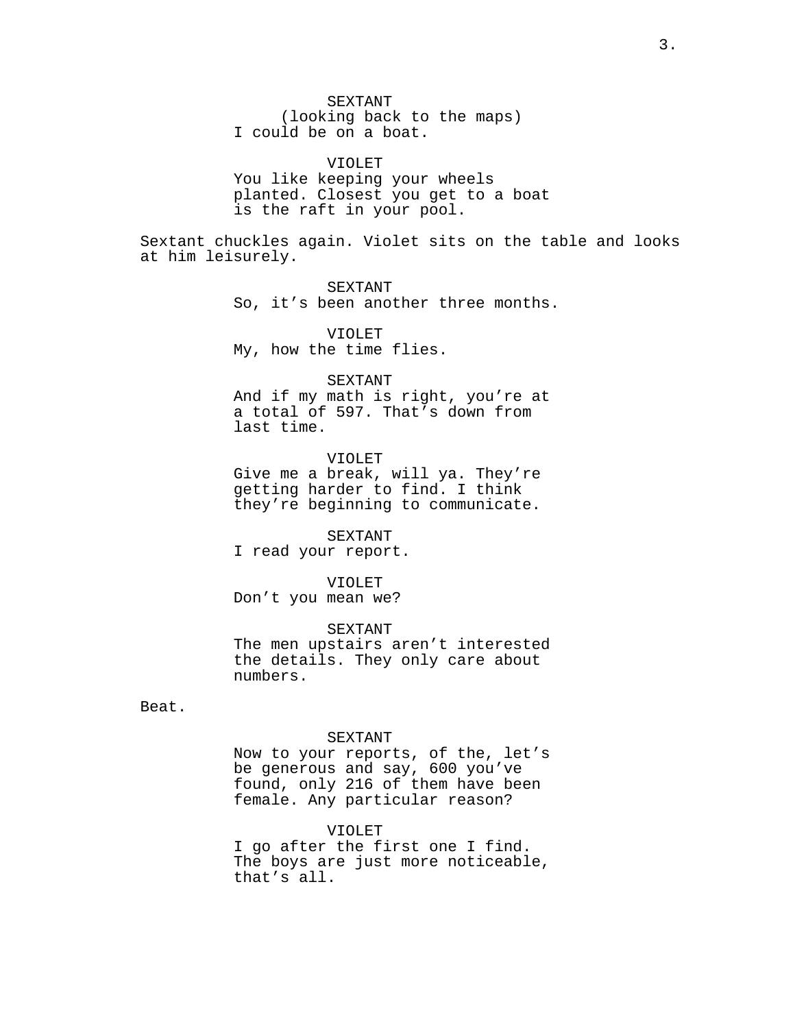SEXTANT
(looking back to the maps)
I could be on a boat.

VIOLET
You like keeping your wheels planted. Closest you get to a boat is the raft in your pool.

Sextant chuckles again. Violet sits on the table and looks at him leisurely.

SEXTANT
So, it's been another three months.

VIOLET
My, how the time flies.

SEXTANT
And if my math is right, you're at a total of 597. That's down from last time.

VIOLET
Give me a break, will ya. They're getting harder to find. I think they're beginning to communicate.

SEXTANT
I read your report.

VIOLET
Don't you mean we?

SEXTANT
The men upstairs aren't interested the details. They only care about numbers.

Beat.

SEXTANT
Now to your reports, of the, let's be generous and say, 600 you've found, only 216 of them have been female. Any particular reason?

VIOLET
I go after the first one I find. The boys are just more noticeable, that's all.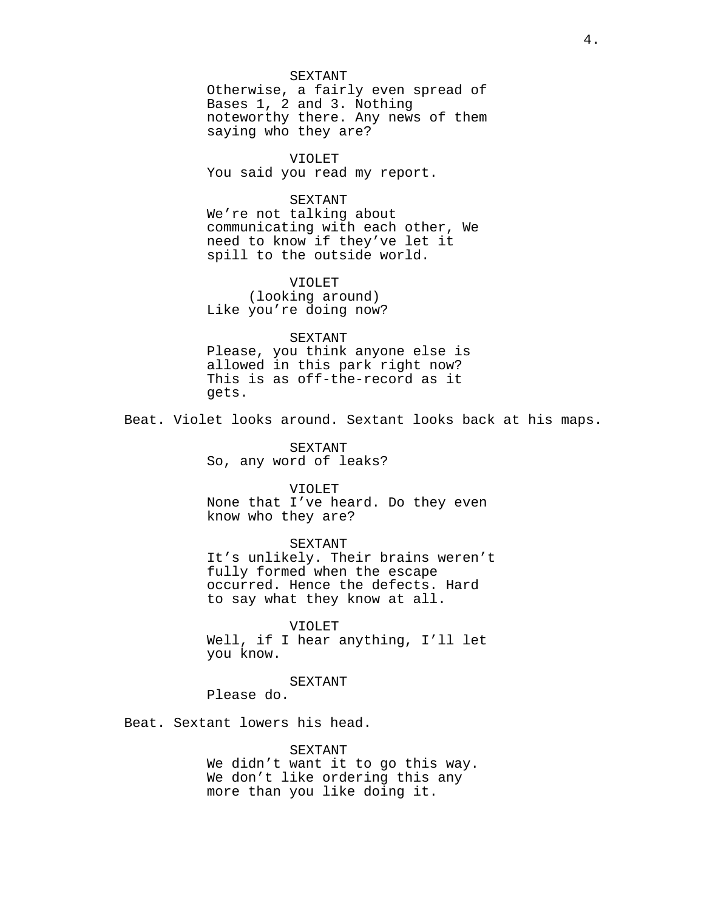SEXTANT
Otherwise, a fairly even spread of Bases 1, 2 and 3. Nothing noteworthy there. Any news of them saying who they are?

VIOLET
You said you read my report.

SEXTANT
We're not talking about communicating with each other, We need to know if they've let it spill to the outside world.

VIOLET
(looking around)
Like you're doing now?

SEXTANT
Please, you think anyone else is allowed in this park right now? This is as off-the-record as it gets.

Beat. Violet looks around. Sextant looks back at his maps.

SEXTANT
So, any word of leaks?

VIOLET
None that I've heard. Do they even know who they are?

SEXTANT
It's unlikely. Their brains weren't fully formed when the escape occurred. Hence the defects. Hard to say what they know at all.

VIOLET
Well, if I hear anything, I'll let you know.

SEXTANT
Please do.

Beat. Sextant lowers his head.

SEXTANT
We didn't want it to go this way. We don't like ordering this any more than you like doing it.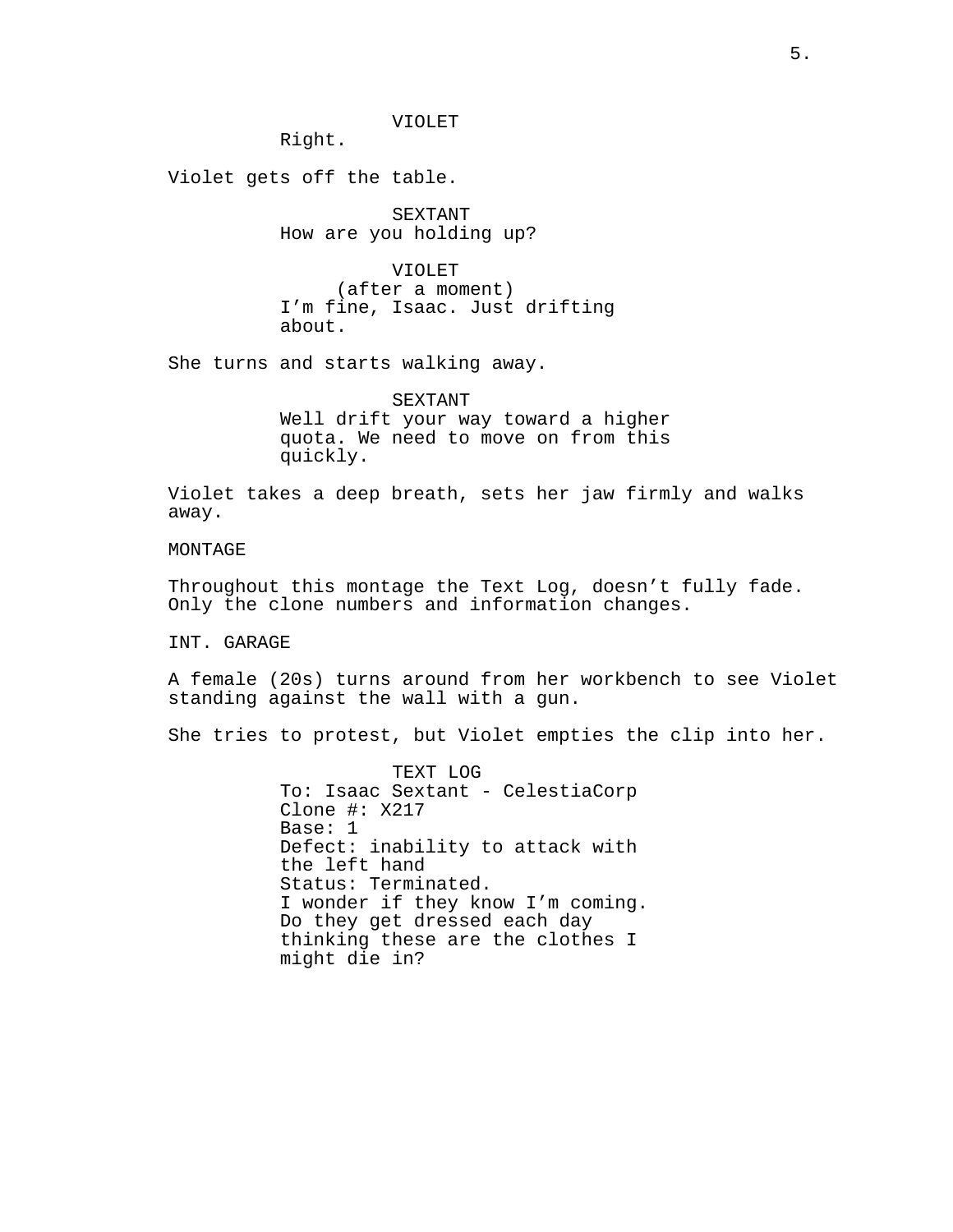VIOLET
Right.

Violet gets off the table.

SEXTANT
How are you holding up?

VIOLET
(after a moment)
I’m fine, Isaac. Just drifting about.

She turns and starts walking away.

SEXTANT
Well drift your way toward a higher quota. We need to move on from this quickly.

Violet takes a deep breath, sets her jaw firmly and walks away.

MONTAGE

Throughout this montage the Text Log, doesn’t fully fade. Only the clone numbers and information changes.

INT. GARAGE

A female (20s) turns around from her workbench to see Violet standing against the wall with a gun.

She tries to protest, but Violet empties the clip into her.

TEXT LOG
To: Isaac Sextant - CelestiaCorp
Clone #: X217
Base: 1
Defect: inability to attack with the left hand
Status: Terminated.
I wonder if they know I’m coming. Do they get dressed each day thinking these are the clothes I might die in?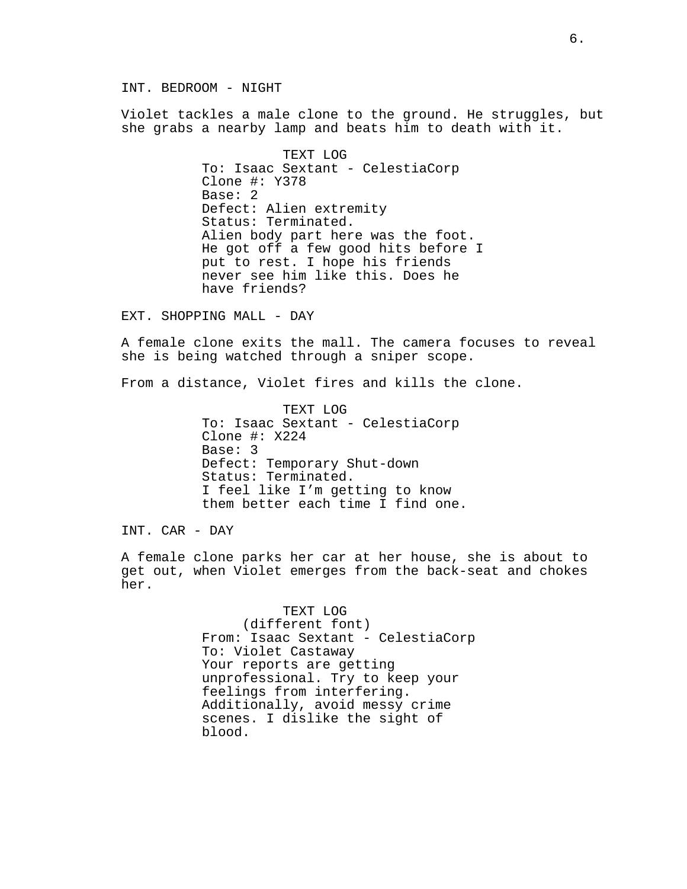INT. BEDROOM - NIGHT

Violet tackles a male clone to the ground. He struggles, but she grabs a nearby lamp and beats him to death with it.

TEXT LOG
To: Isaac Sextant - CelestiaCorp
Clone #: Y378
Base: 2
Defect: Alien extremity
Status: Terminated.
Alien body part here was the foot. He got off a few good hits before I put to rest. I hope his friends never see him like this. Does he have friends?

EXT. SHOPPING MALL - DAY

A female clone exits the mall. The camera focuses to reveal she is being watched through a sniper scope.

From a distance, Violet fires and kills the clone.

TEXT LOG
To: Isaac Sextant - CelestiaCorp
Clone #: X224
Base: 3
Defect: Temporary Shut-down
Status: Terminated.
I feel like I'm getting to know them better each time I find one.

INT. CAR - DAY

A female clone parks her car at her house, she is about to get out, when Violet emerges from the back-seat and chokes her.

TEXT LOG
(different font)
From: Isaac Sextant - CelestiaCorp
To: Violet Castaway
Your reports are getting unprofessional. Try to keep your feelings from interfering. Additionally, avoid messy crime scenes. I dislike the sight of blood.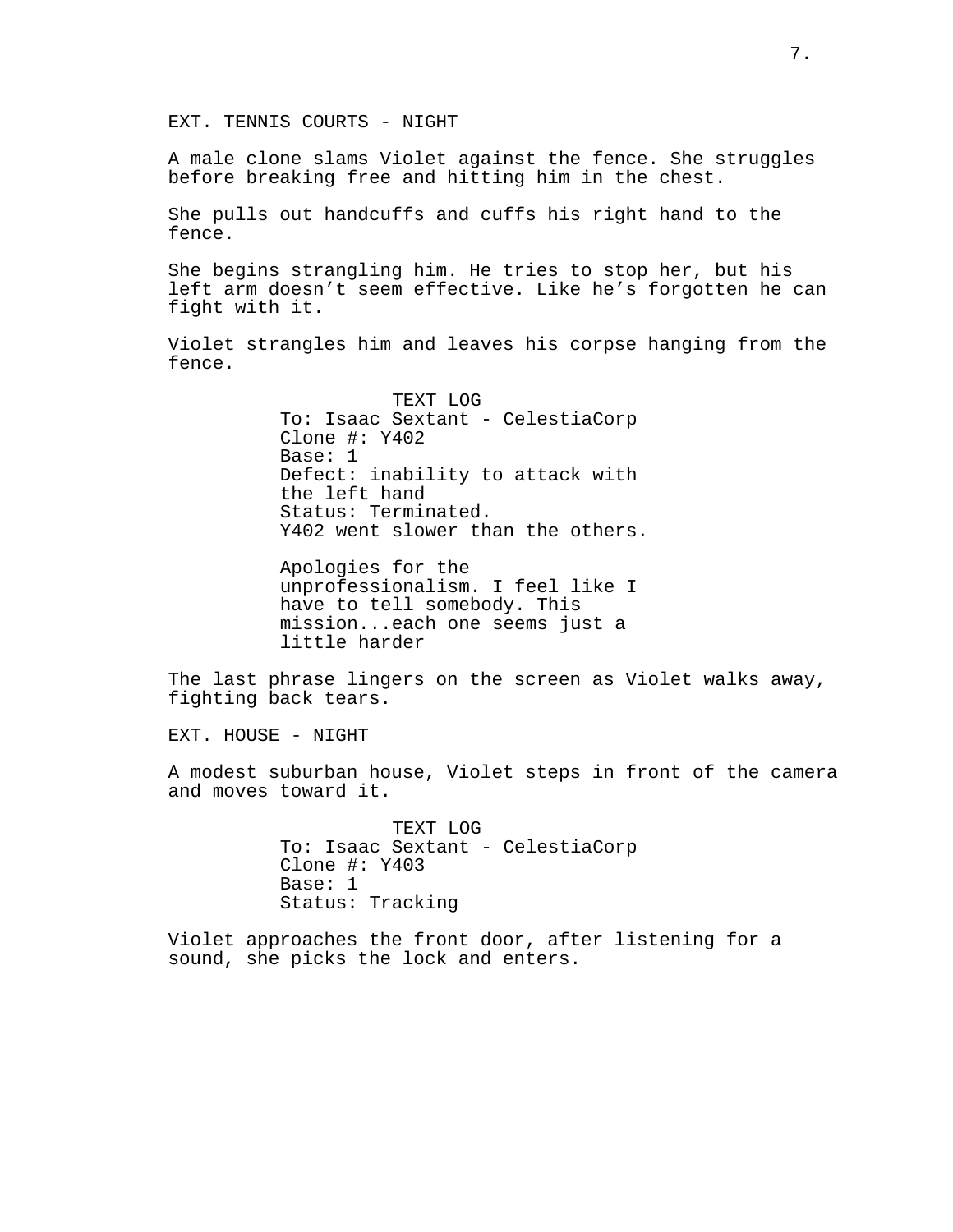EXT. TENNIS COURTS - NIGHT

A male clone slams Violet against the fence. She struggles before breaking free and hitting him in the chest.

She pulls out handcuffs and cuffs his right hand to the fence.

She begins strangling him. He tries to stop her, but his left arm doesn't seem effective. Like he's forgotten he can fight with it.

Violet strangles him and leaves his corpse hanging from the fence.

TEXT LOG
To: Isaac Sextant - CelestiaCorp
Clone #: Y402
Base: 1
Defect: inability to attack with the left hand
Status: Terminated.
Y402 went slower than the others.

Apologies for the unprofessionalism. I feel like I have to tell somebody. This mission...each one seems just a little harder

The last phrase lingers on the screen as Violet walks away, fighting back tears.

EXT. HOUSE - NIGHT

A modest suburban house, Violet steps in front of the camera and moves toward it.

TEXT LOG
To: Isaac Sextant - CelestiaCorp
Clone #: Y403
Base: 1
Status: Tracking

Violet approaches the front door, after listening for a sound, she picks the lock and enters.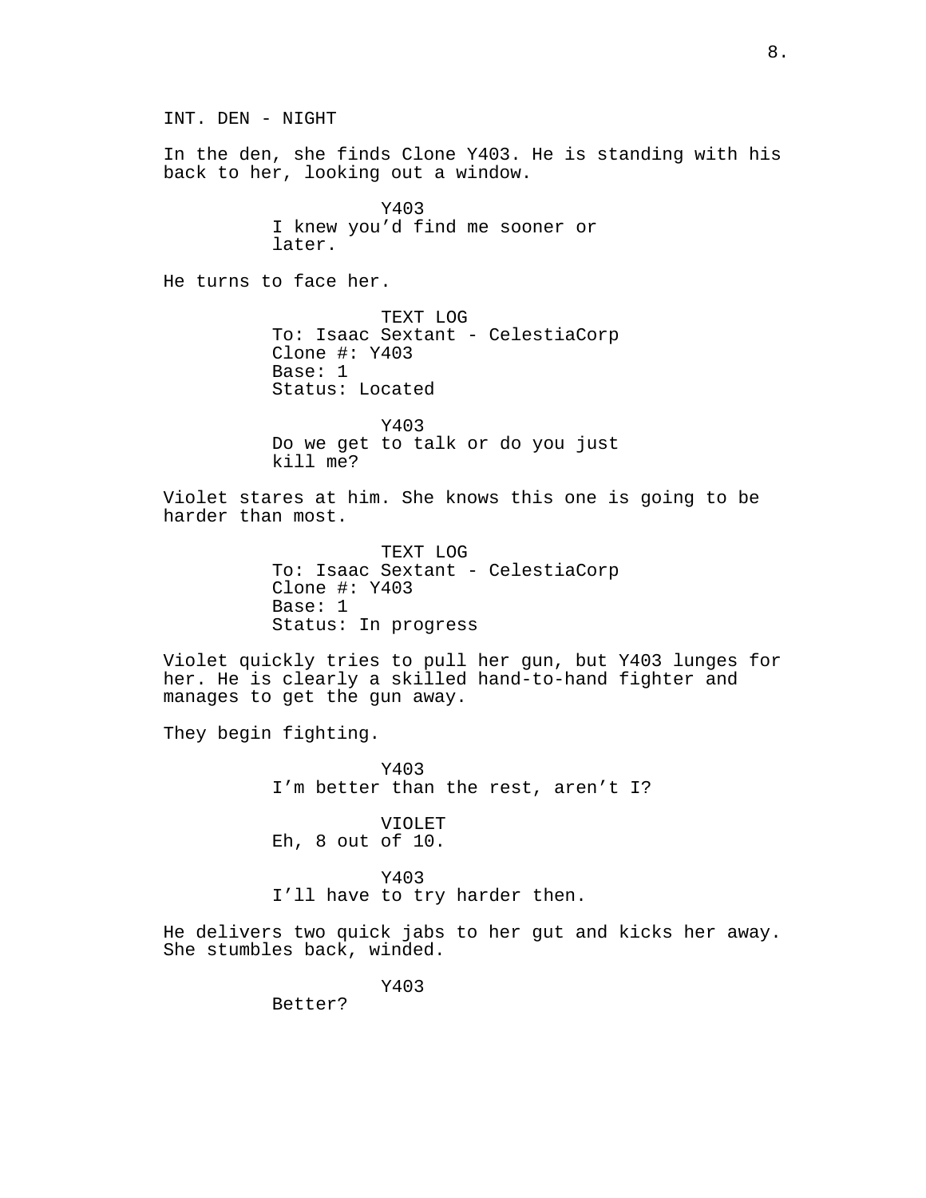INT. DEN - NIGHT

In the den, she finds Clone Y403. He is standing with his back to her, looking out a window.

Y403
I knew you'd find me sooner or later.

He turns to face her.

TEXT LOG
To: Isaac Sextant - CelestiaCorp
Clone #: Y403
Base: 1
Status: Located

Y403
Do we get to talk or do you just kill me?

Violet stares at him. She knows this one is going to be harder than most.

TEXT LOG
To: Isaac Sextant - CelestiaCorp
Clone #: Y403
Base: 1
Status: In progress

Violet quickly tries to pull her gun, but Y403 lunges for her. He is clearly a skilled hand-to-hand fighter and manages to get the gun away.

They begin fighting.

Y403
I'm better than the rest, aren't I?

VIOLET
Eh, 8 out of 10.

Y403
I'll have to try harder then.

He delivers two quick jabs to her gut and kicks her away. She stumbles back, winded.

Y403
Better?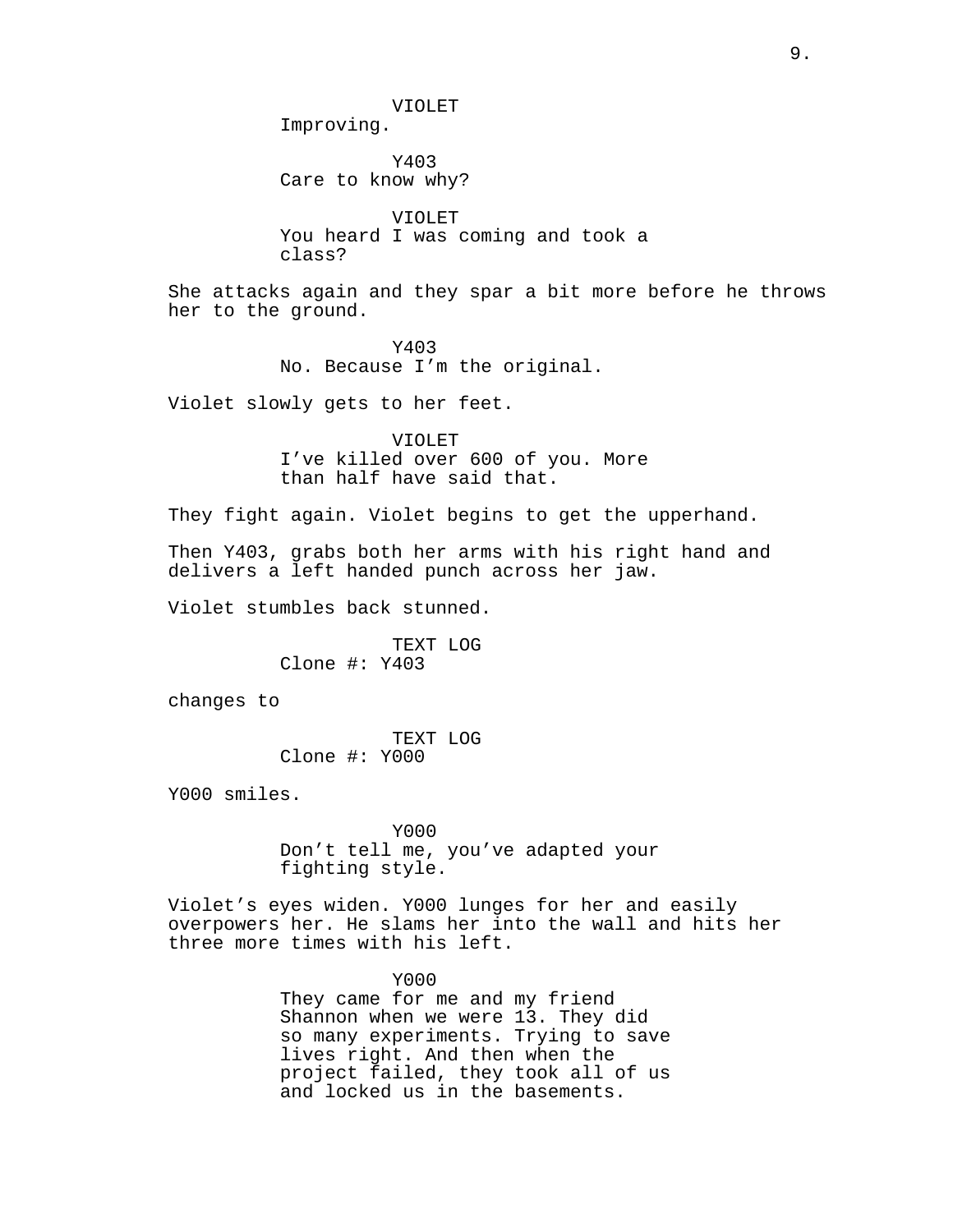VIOLET
Improving.

Y403
Care to know why?

VIOLET
You heard I was coming and took a class?

She attacks again and they spar a bit more before he throws her to the ground.

Y403
No. Because I'm the original.

Violet slowly gets to her feet.

VIOLET
I've killed over 600 of you. More than half have said that.

They fight again. Violet begins to get the upperhand.

Then Y403, grabs both her arms with his right hand and delivers a left handed punch across her jaw.

Violet stumbles back stunned.

TEXT LOG
Clone #: Y403

changes to

TEXT LOG
Clone #: Y000

Y000 smiles.

Y000
Don't tell me, you've adapted your fighting style.

Violet's eyes widen. Y000 lunges for her and easily overpowers her. He slams her into the wall and hits her three more times with his left.

Y000
They came for me and my friend Shannon when we were 13. They did so many experiments. Trying to save lives right. And then when the project failed, they took all of us and locked us in the basements.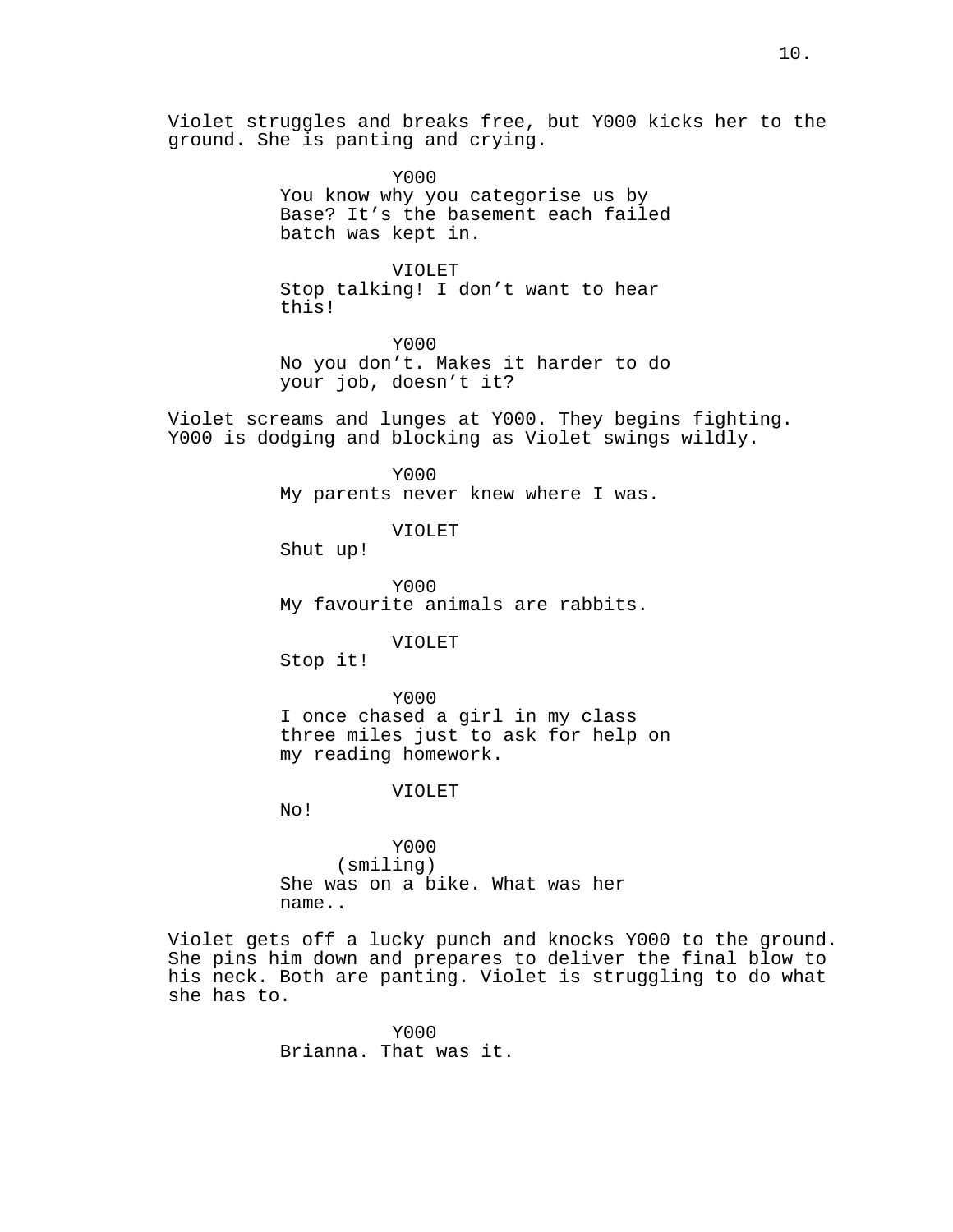Violet struggles and breaks free, but Y000 kicks her to the ground. She is panting and crying.

Y000
You know why you categorise us by Base? It's the basement each failed batch was kept in.

VIOLET
Stop talking! I don't want to hear this!

Y000
No you don't. Makes it harder to do your job, doesn't it?

Violet screams and lunges at Y000. They begins fighting. Y000 is dodging and blocking as Violet swings wildly.

Y000
My parents never knew where I was.

VIOLET
Shut up!

Y000
My favourite animals are rabbits.

VIOLET
Stop it!

Y000
I once chased a girl in my class three miles just to ask for help on my reading homework.

VIOLET
No!

Y000
(smiling)
She was on a bike. What was her name..

Violet gets off a lucky punch and knocks Y000 to the ground. She pins him down and prepares to deliver the final blow to his neck. Both are panting. Violet is struggling to do what she has to.

Y000
Brianna. That was it.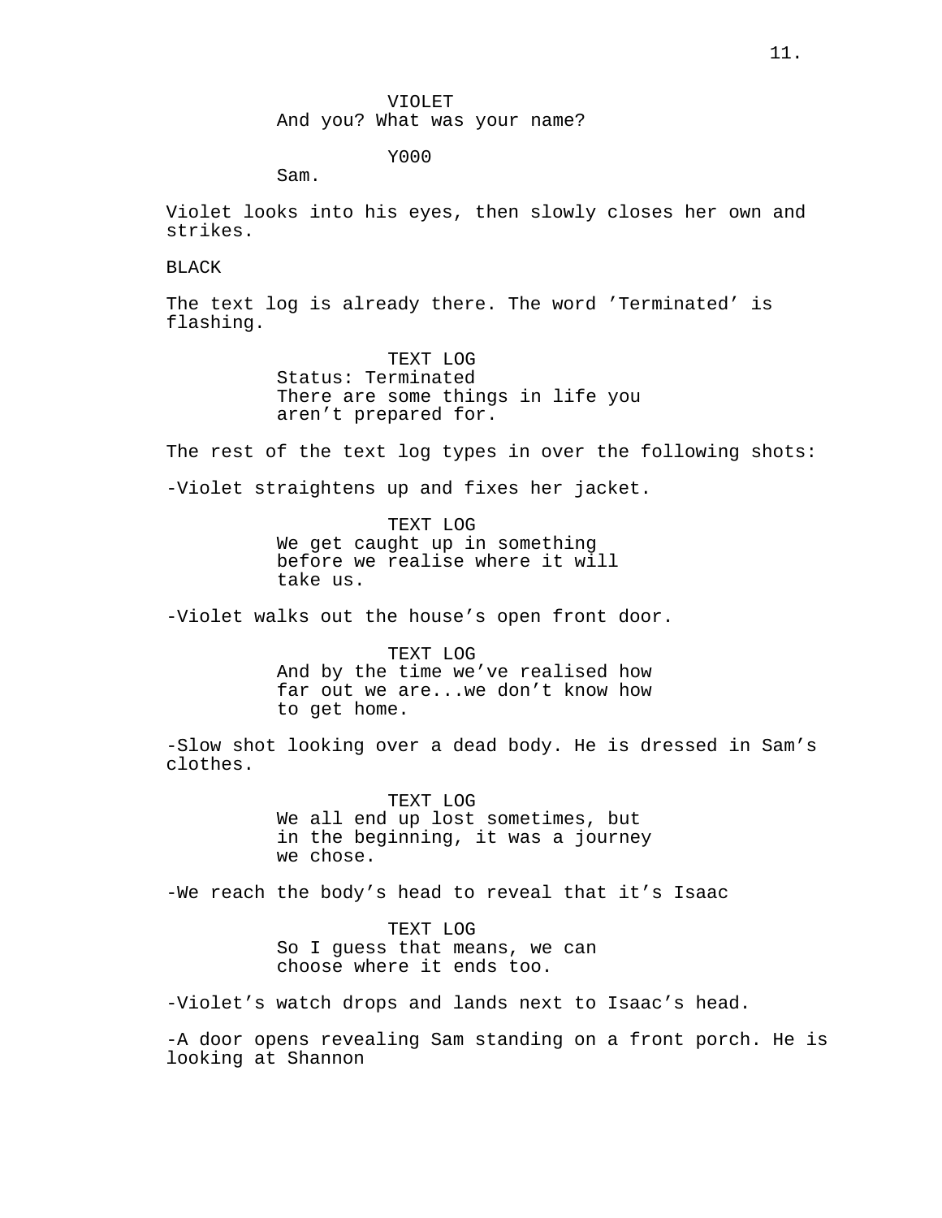VIOLET
And you? What was your name?

Y000
Sam.

Violet looks into his eyes, then slowly closes her own and strikes.

BLACK

The text log is already there. The word 'Terminated' is flashing.

TEXT LOG
Status: Terminated
There are some things in life you aren't prepared for.

The rest of the text log types in over the following shots:

-Violet straightens up and fixes her jacket.

TEXT LOG
We get caught up in something before we realise where it will take us.

-Violet walks out the house's open front door.

TEXT LOG
And by the time we've realised how far out we are...we don't know how to get home.

-Slow shot looking over a dead body. He is dressed in Sam's clothes.

TEXT LOG
We all end up lost sometimes, but in the beginning, it was a journey we chose.

-We reach the body's head to reveal that it's Isaac

TEXT LOG
So I guess that means, we can choose where it ends too.

-Violet's watch drops and lands next to Isaac's head.

-A door opens revealing Sam standing on a front porch. He is looking at Shannon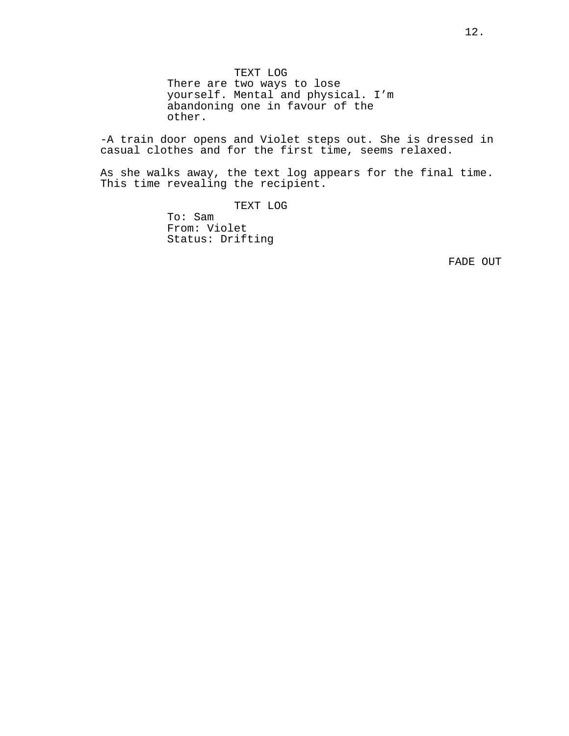TEXT LOG

There are two ways to lose yourself. Mental and physical. I'm abandoning one in favour of the other.

-A train door opens and Violet steps out. She is dressed in casual clothes and for the first time, seems relaxed.

As she walks away, the text log appears for the final time. This time revealing the recipient.

TEXT LOG

To: Sam
From: Violet
Status: Drifting

FADE OUT